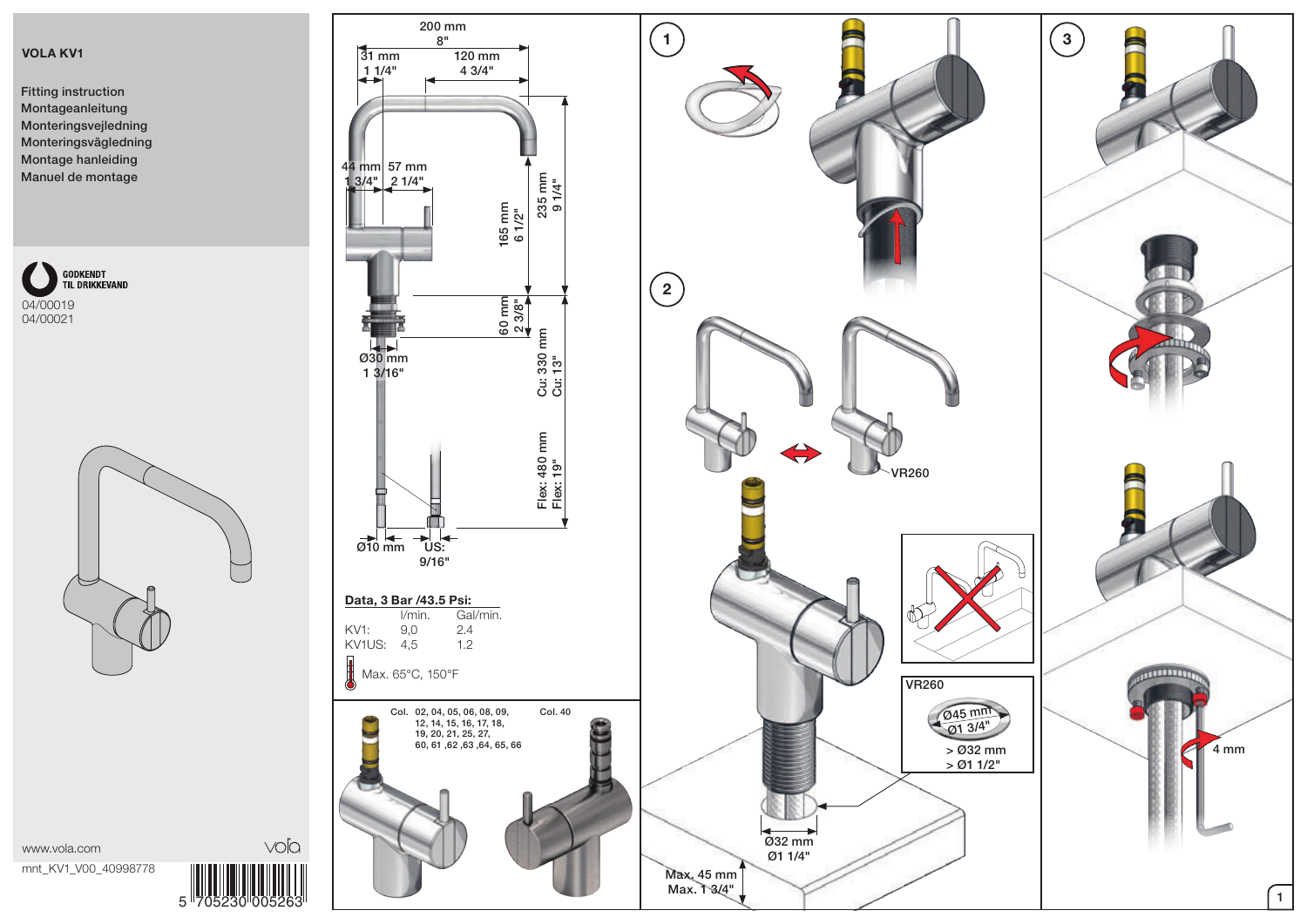# VOLA KV1

Fitting instruction
Montageanleitung
Monteringsvejledning
Monteringsvägledning
Montage hanleiding
Manuel de montage

GODKENDT TIL DRIKKEVAND
04/00019
04/00021

www.vola.com
mnt_KV1_V00_40998778

5 705230 005263

200 mm 8"
31 mm 1 1/4"
120 mm 4 3/4"
44 mm 1 3/4"
57 mm 2 1/4"
165 mm 6 1/2"
235 mm 9 1/4"
60 mm 2 3/8"
Ø30 mm 1 3/16"
Cu: 330 mm Cu: 13"
Flex: 480 mm Flex: 19"
Ø10 mm
US: 9/16"

**Data, 3 Bar /43.5 Psi:**

| | l/min. | Gal/min. |
|---|---|---|
| KV1: | 9,0 | 2.4 |
| KV1US: | 4,5 | 1.2 |

Max. 65°C, 150°F

Col. 02, 04, 05, 06, 08, 09, 12, 14, 15, 16, 17, 18, 19, 20, 21, 25, 27, 60, 61 ,62 ,63 ,64, 65, 66

Col. 40

1

2

VR260

Ø32 mm
Ø1 1/4"

Max. 45 mm
Max. 1 3/4"

VR260

Ø45 mm
Ø1 3/4"
> Ø32 mm
> Ø1 1/2"

3

4 mm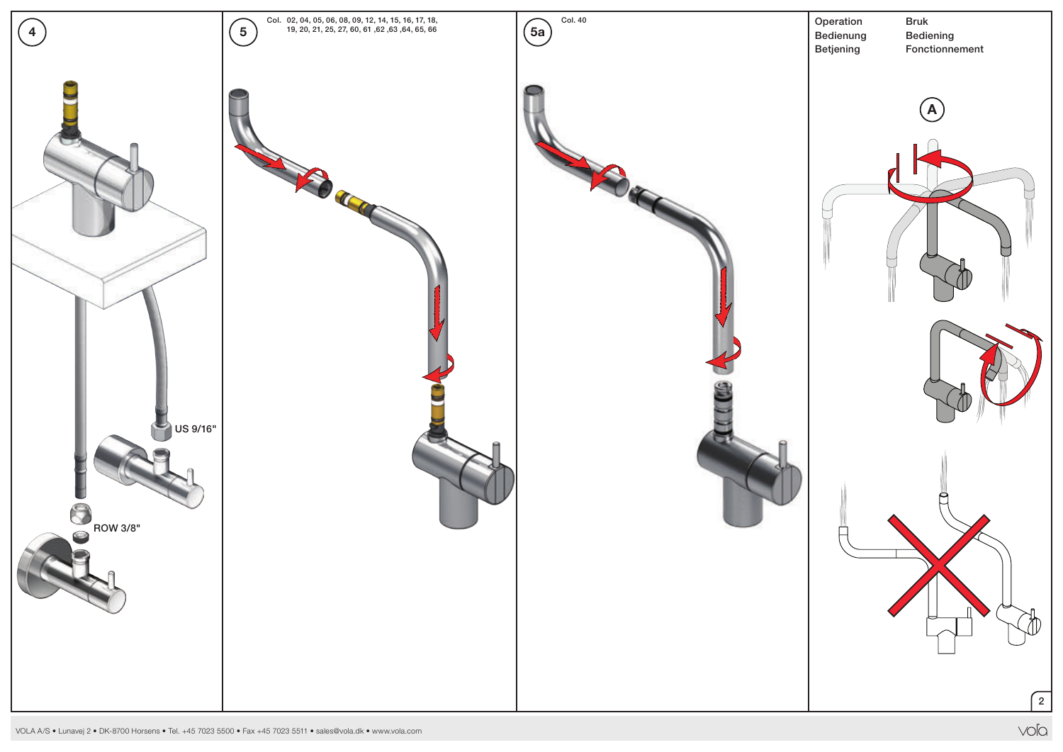4

US 9/16"

ROW 3/8"

5

Col. 02, 04, 05, 06, 08, 09, 12, 14, 15, 16, 17, 18, 19, 20, 21, 25, 27, 60, 61 ,62 ,63 ,64, 65, 66

5a

Col. 40

Operation
Bedienung
Betjening

Bruk
Bediening
Fonctionnement

A

VOLA A/S • Lunavej 2 • DK-8700 Horsens • Tel. +45 7023 5500 • Fax +45 7023 5511 • sales@vola.dk • www.vola.com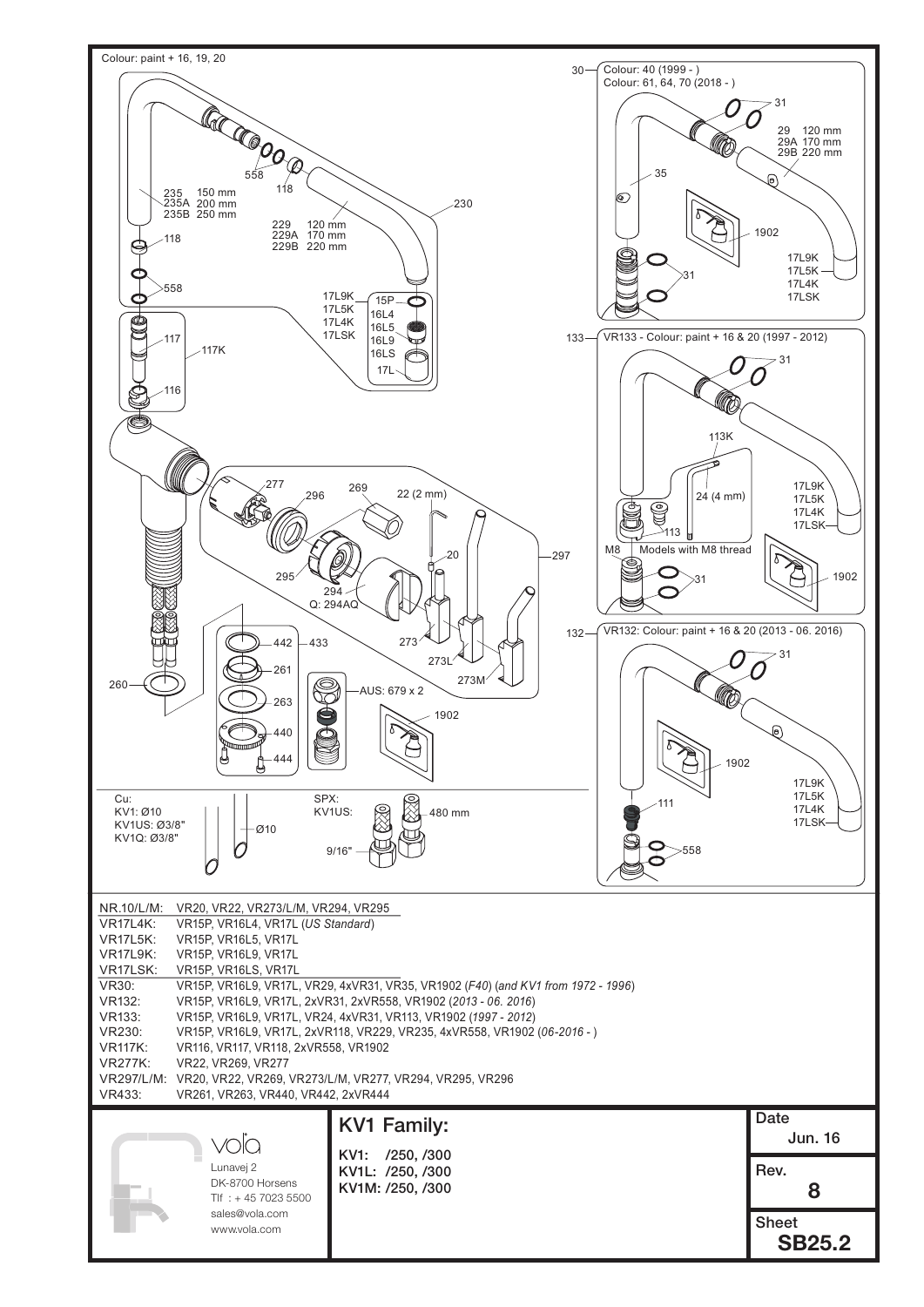Colour: paint + 16, 19, 20

30 — Colour: 40 (1999 - )
Colour: 61, 64, 70 (2018 - )

133 — VR133 - Colour: paint + 16 & 20 (1997 - 2012)

Models with M8 thread

132 — VR132: Colour: paint + 16 & 20 (2013 - 06. 2016)

Cu:
KV1: Ø10
KV1US: Ø3/8"
KV1Q: Ø3/8"

SPX:
KV1US: 480 mm

AUS: 679 x 2

| | |
|---|---|
| NR.10/L/M: | VR20, VR22, VR273/L/M, VR294, VR295 |
| VR17L4K: | VR15P, VR16L4, VR17L (*US Standard*) |
| VR17L5K: | VR15P, VR16L5, VR17L |
| VR17L9K: | VR15P, VR16L9, VR17L |
| VR17LSK: | VR15P, VR16LS, VR17L |
| VR30: | VR15P, VR16L9, VR17L, VR29, 4xVR31, VR35, VR1902 (*F40*) (*and KV1 from 1972 - 1996*) |
| VR132: | VR15P, VR16L9, VR17L, 2xVR31, 2xVR558, VR1902 (*2013 - 06. 2016*) |
| VR133: | VR15P, VR16L9, VR17L, VR24, 4xVR31, VR113, VR1902 (*1997 - 2012*) |
| VR230: | VR15P, VR16L9, VR17L, 2xVR118, VR229, VR235, 4xVR558, VR1902 (*06-2016 -* ) |
| VR117K: | VR116, VR117, VR118, 2xVR558, VR1902 |
| VR277K: | VR22, VR269, VR277 |
| VR297/L/M: | VR20, VR22, VR269, VR273/L/M, VR277, VR294, VR295, VR296 |
| VR433: | VR261, VR263, VR440, VR442, 2xVR444 |

vola
Lunavej 2
DK-8700 Horsens
Tlf : + 45 7023 5500
sales@vola.com
www.vola.com

## KV1 Family:

KV1: /250, /300
KV1L: /250, /300
KV1M: /250, /300

Date: Jun. 16

Rev.: 8

Sheet: SB25.2